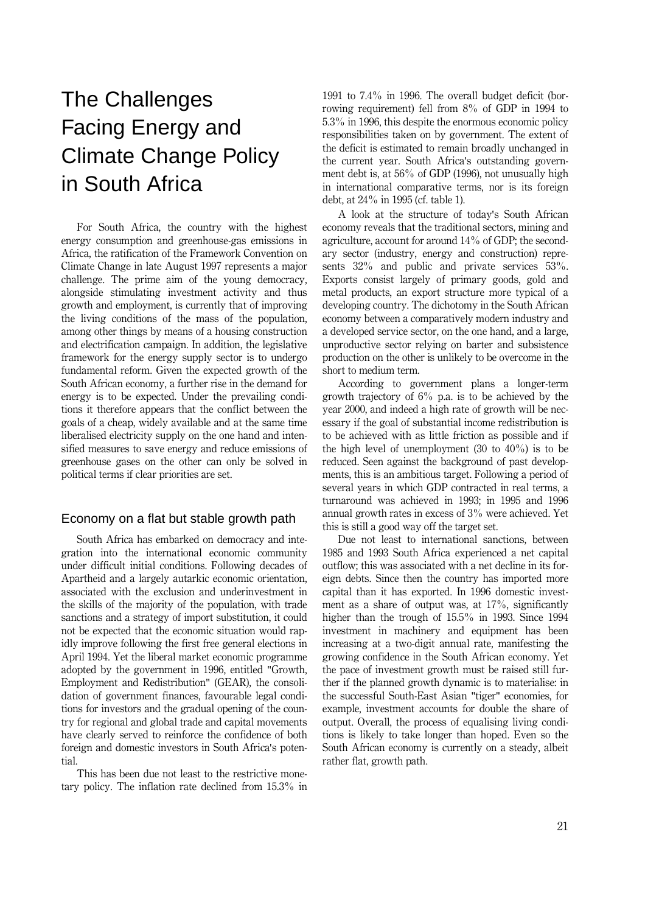# The Challenges Facing Energy and Climate Change Policy in South Africa

For South Africa, the country with the highest energy consumption and greenhouse-gas emissions in Africa, the ratification of the Framework Convention on Climate Change in late August 1997 represents a major challenge. The prime aim of the young democracy, alongside stimulating investment activity and thus growth and employment, is currently that of improving the living conditions of the mass of the population, among other things by means of a housing construction and electrification campaign. In addition, the legislative framework for the energy supply sector is to undergo fundamental reform. Given the expected growth of the South African economy, a further rise in the demand for energy is to be expected. Under the prevailing conditions it therefore appears that the conflict between the goals of a cheap, widely available and at the same time liberalised electricity supply on the one hand and intensified measures to save energy and reduce emissions of greenhouse gases on the other can only be solved in political terms if clear priorities are set.

## Economy on a flat but stable growth path

South Africa has embarked on democracy and integration into the international economic community under difficult initial conditions. Following decades of Apartheid and a largely autarkic economic orientation, associated with the exclusion and underinvestment in the skills of the majority of the population, with trade sanctions and a strategy of import substitution, it could not be expected that the economic situation would rapidly improve following the first free general elections in April 1994. Yet the liberal market economic programme adopted by the government in 1996, entitled "Growth, Employment and Redistribution" (GEAR), the consolidation of government finances, favourable legal conditions for investors and the gradual opening of the country for regional and global trade and capital movements have clearly served to reinforce the confidence of both foreign and domestic investors in South Africa's potential.

This has been due not least to the restrictive monetary policy. The inflation rate declined from 15.3% in 1991 to 7.4% in 1996. The overall budget deficit (borrowing requirement) fell from 8% of GDP in 1994 to 5.3% in 1996, this despite the enormous economic policy responsibilities taken on by government. The extent of the deficit is estimated to remain broadly unchanged in the current year. South Africa's outstanding government debt is, at 56% of GDP (1996), not unusually high in international comparative terms, nor is its foreign debt, at 24% in 1995 (cf. table 1).

A look at the structure of today's South African economy reveals that the traditional sectors, mining and agriculture, account for around 14% of GDP; the secondary sector (industry, energy and construction) represents 32% and public and private services 53%. Exports consist largely of primary goods, gold and metal products, an export structure more typical of a developing country. The dichotomy in the South African economy between a comparatively modern industry and a developed service sector, on the one hand, and a large, unproductive sector relying on barter and subsistence production on the other is unlikely to be overcome in the short to medium term.

According to government plans a longer-term growth trajectory of 6% p.a. is to be achieved by the year 2000, and indeed a high rate of growth will be necessary if the goal of substantial income redistribution is to be achieved with as little friction as possible and if the high level of unemployment (30 to 40%) is to be reduced. Seen against the background of past developments, this is an ambitious target. Following a period of several years in which GDP contracted in real terms, a turnaround was achieved in 1993; in 1995 and 1996 annual growth rates in excess of 3% were achieved. Yet this is still a good way off the target set.

Due not least to international sanctions, between 1985 and 1993 South Africa experienced a net capital outflow; this was associated with a net decline in its foreign debts. Since then the country has imported more capital than it has exported. In 1996 domestic investment as a share of output was, at 17%, significantly higher than the trough of 15.5% in 1993. Since 1994 investment in machinery and equipment has been increasing at a two-digit annual rate, manifesting the growing confidence in the South African economy. Yet the pace of investment growth must be raised still further if the planned growth dynamic is to materialise: in the successful South-East Asian "tiger" economies, for example, investment accounts for double the share of output. Overall, the process of equalising living conditions is likely to take longer than hoped. Even so the South African economy is currently on a steady, albeit rather flat, growth path.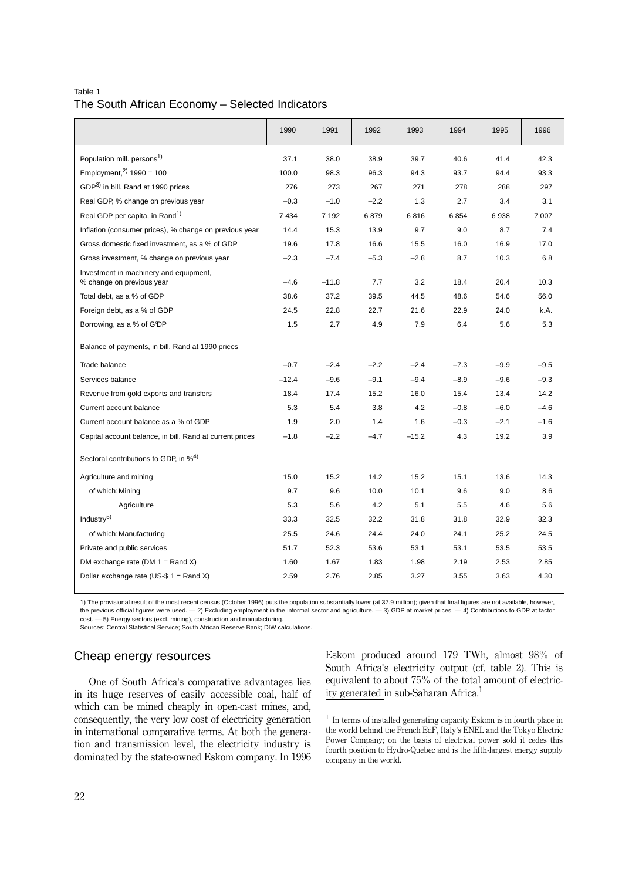Table 1
The South African Economy – Selected Indicators

| | 1990 | 1991 | 1992 | 1993 | 1994 | 1995 | 1996 |
|---|---|---|---|---|---|---|---|
| Population mill. persons[1)] | 37.1 | 38.0 | 38.9 | 39.7 | 40.6 | 41.4 | 42.3 |
| Employment,[2)] 1990 = 100 | 100.0 | 98.3 | 96.3 | 94.3 | 93.7 | 94.4 | 93.3 |
| GDP[3)] in bill. Rand at 1990 prices | 276 | 273 | 267 | 271 | 278 | 288 | 297 |
| Real GDP, % change on previous year | –0.3 | –1.0 | –2.2 | 1.3 | 2.7 | 3.4 | 3.1 |
| Real GDP per capita, in Rand[1)] | 7 434 | 7 192 | 6 879 | 6 816 | 6 854 | 6 938 | 7 007 |
| Inflation (consumer prices), % change on previous year | 14.4 | 15.3 | 13.9 | 9.7 | 9.0 | 8.7 | 7.4 |
| Gross domestic fixed investment, as a % of GDP | 19.6 | 17.8 | 16.6 | 15.5 | 16.0 | 16.9 | 17.0 |
| Gross investment, % change on previous year | –2.3 | –7.4 | –5.3 | –2.8 | 8.7 | 10.3 | 6.8 |
| Investment in machinery and equipment, % change on previous year | –4.6 | –11.8 | 7.7 | 3.2 | 18.4 | 20.4 | 10.3 |
| Total debt, as a % of GDP | 38.6 | 37.2 | 39.5 | 44.5 | 48.6 | 54.6 | 56.0 |
| Foreign debt, as a % of GDP | 24.5 | 22.8 | 22.7 | 21.6 | 22.9 | 24.0 | k.A. |
| Borrowing, as a % of G'DP | 1.5 | 2.7 | 4.9 | 7.9 | 6.4 | 5.6 | 5.3 |
| Balance of payments, in bill. Rand at 1990 prices | | | | | | | |
| Trade balance | –0.7 | –2.4 | –2.2 | –2.4 | –7.3 | –9.9 | –9.5 |
| Services balance | –12.4 | –9.6 | –9.1 | –9.4 | –8.9 | –9.6 | –9.3 |
| Revenue from gold exports and transfers | 18.4 | 17.4 | 15.2 | 16.0 | 15.4 | 13.4 | 14.2 |
| Current account balance | 5.3 | 5.4 | 3.8 | 4.2 | –0.8 | –6.0 | –4.6 |
| Current account balance as a % of GDP | 1.9 | 2.0 | 1.4 | 1.6 | –0.3 | –2.1 | –1.6 |
| Capital account balance, in bill. Rand at current prices | –1.8 | –2.2 | –4.7 | –15.2 | 4.3 | 19.2 | 3.9 |
| Sectoral contributions to GDP, in %[4)] | | | | | | | |
| Agriculture and mining | 15.0 | 15.2 | 14.2 | 15.2 | 15.1 | 13.6 | 14.3 |
| of which: Mining | 9.7 | 9.6 | 10.0 | 10.1 | 9.6 | 9.0 | 8.6 |
| Agriculture | 5.3 | 5.6 | 4.2 | 5.1 | 5.5 | 4.6 | 5.6 |
| Industry[5)] | 33.3 | 32.5 | 32.2 | 31.8 | 31.8 | 32.9 | 32.3 |
| of which: Manufacturing | 25.5 | 24.6 | 24.4 | 24.0 | 24.1 | 25.2 | 24.5 |
| Private and public services | 51.7 | 52.3 | 53.6 | 53.1 | 53.1 | 53.5 | 53.5 |
| DM exchange rate (DM 1 = Rand X) | 1.60 | 1.67 | 1.83 | 1.98 | 2.19 | 2.53 | 2.85 |
| Dollar exchange rate (US-$ 1 = Rand X) | 2.59 | 2.76 | 2.85 | 3.27 | 3.55 | 3.63 | 4.30 |

1) The provisional result of the most recent census (October 1996) puts the population substantially lower (at 37.9 million); given that final figures are not available, however, the previous official figures were used. — 2) Excluding employment in the informal sector and agriculture. — 3) GDP at market prices. — 4) Contributions to GDP at factor cost. — 5) Energy sectors (excl. mining), construction and manufacturing.
Sources: Central Statistical Service; South African Reserve Bank; DIW calculations.

## Cheap energy resources

One of South Africa's comparative advantages lies in its huge reserves of easily accessible coal, half of which can be mined cheaply in open-cast mines, and, consequently, the very low cost of electricity generation in international comparative terms. At both the generation and transmission level, the electricity industry is dominated by the state-owned Eskom company. In 1996 Eskom produced around 179 TWh, almost 98% of South Africa's electricity output (cf. table 2). This is equivalent to about 75% of the total amount of electricity generated in sub-Saharan Africa.[1]

[1] In terms of installed generating capacity Eskom is in fourth place in the world behind the French EdF, Italy's ENEL and the Tokyo Electric Power Company; on the basis of electrical power sold it cedes this fourth position to Hydro-Quebec and is the fifth-largest energy supply company in the world.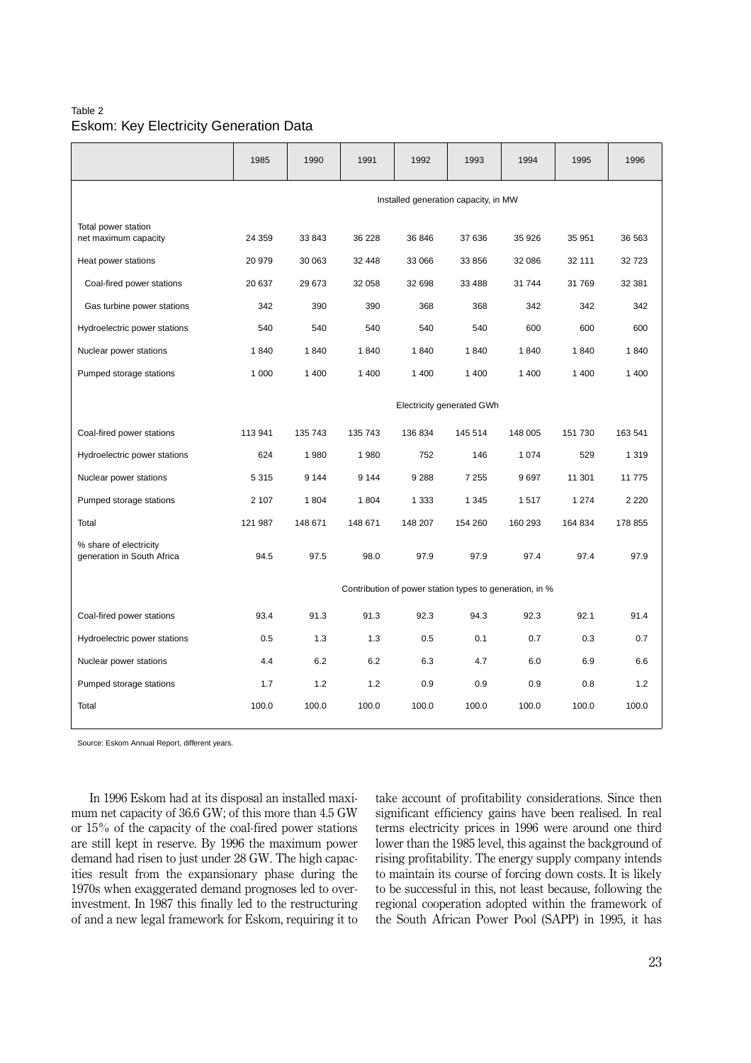Table 2
Eskom: Key Electricity Generation Data

| | 1985 | 1990 | 1991 | 1992 | 1993 | 1994 | 1995 | 1996 |
|---|---|---|---|---|---|---|---|---|
| | Installed generation capacity, in MW | | | | | | | |
| Total power station net maximum capacity | 24 359 | 33 843 | 36 228 | 36 846 | 37 636 | 35 926 | 35 951 | 36 563 |
| Heat power stations | 20 979 | 30 063 | 32 448 | 33 066 | 33 856 | 32 086 | 32 111 | 32 723 |
| Coal-fired power stations | 20 637 | 29 673 | 32 058 | 32 698 | 33 488 | 31 744 | 31 769 | 32 381 |
| Gas turbine power stations | 342 | 390 | 390 | 368 | 368 | 342 | 342 | 342 |
| Hydroelectric power stations | 540 | 540 | 540 | 540 | 540 | 600 | 600 | 600 |
| Nuclear power stations | 1 840 | 1 840 | 1 840 | 1 840 | 1 840 | 1 840 | 1 840 | 1 840 |
| Pumped storage stations | 1 000 | 1 400 | 1 400 | 1 400 | 1 400 | 1 400 | 1 400 | 1 400 |
| | Electricity generated GWh | | | | | | | |
| Coal-fired power stations | 113 941 | 135 743 | 135 743 | 136 834 | 145 514 | 148 005 | 151 730 | 163 541 |
| Hydroelectric power stations | 624 | 1 980 | 1 980 | 752 | 146 | 1 074 | 529 | 1 319 |
| Nuclear power stations | 5 315 | 9 144 | 9 144 | 9 288 | 7 255 | 9 697 | 11 301 | 11 775 |
| Pumped storage stations | 2 107 | 1 804 | 1 804 | 1 333 | 1 345 | 1 517 | 1 274 | 2 220 |
| Total | 121 987 | 148 671 | 148 671 | 148 207 | 154 260 | 160 293 | 164 834 | 178 855 |
| % share of electricity generation in South Africa | 94.5 | 97.5 | 98.0 | 97.9 | 97.9 | 97.4 | 97.4 | 97.9 |
| | Contribution of power station types to generation, in % | | | | | | | |
| Coal-fired power stations | 93.4 | 91.3 | 91.3 | 92.3 | 94.3 | 92.3 | 92.1 | 91.4 |
| Hydroelectric power stations | 0.5 | 1.3 | 1.3 | 0.5 | 0.1 | 0.7 | 0.3 | 0.7 |
| Nuclear power stations | 4.4 | 6.2 | 6.2 | 6.3 | 4.7 | 6.0 | 6.9 | 6.6 |
| Pumped storage stations | 1.7 | 1.2 | 1.2 | 0.9 | 0.9 | 0.9 | 0.8 | 1.2 |
| Total | 100.0 | 100.0 | 100.0 | 100.0 | 100.0 | 100.0 | 100.0 | 100.0 |

Source: Eskom Annual Report, different years.

In 1996 Eskom had at its disposal an installed maximum net capacity of 36.6 GW; of this more than 4.5 GW or 15% of the capacity of the coal-fired power stations are still kept in reserve. By 1996 the maximum power demand had risen to just under 28 GW. The high capacities result from the expansionary phase during the 1970s when exaggerated demand prognoses led to overinvestment. In 1987 this finally led to the restructuring of and a new legal framework for Eskom, requiring it to take account of profitability considerations. Since then significant efficiency gains have been realised. In real terms electricity prices in 1996 were around one third lower than the 1985 level, this against the background of rising profitability. The energy supply company intends to maintain its course of forcing down costs. It is likely to be successful in this, not least because, following the regional cooperation adopted within the framework of the South African Power Pool (SAPP) in 1995, it has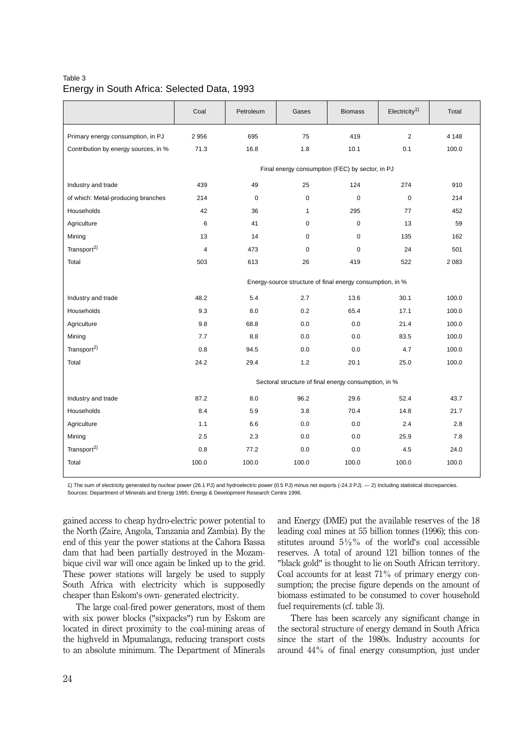Table 3
Energy in South Africa: Selected Data, 1993

| | Coal | Petroleum | Gases | Biomass | Electricity[1)] | Total |
|---|---|---|---|---|---|---|
| Primary energy consumption, in PJ | 2 956 | 695 | 75 | 419 | 2 | 4 148 |
| Contribution by energy sources, in % | 71.3 | 16.8 | 1.8 | 10.1 | 0.1 | 100.0 |
| | Final energy consumption (FEC) by sector, in PJ | | | | | |
| Industry and trade | 439 | 49 | 25 | 124 | 274 | 910 |
| of which: Metal-producing branches | 214 | 0 | 0 | 0 | 0 | 214 |
| Households | 42 | 36 | 1 | 295 | 77 | 452 |
| Agriculture | 6 | 41 | 0 | 0 | 13 | 59 |
| Mining | 13 | 14 | 0 | 0 | 135 | 162 |
| Transport[2)] | 4 | 473 | 0 | 0 | 24 | 501 |
| Total | 503 | 613 | 26 | 419 | 522 | 2 083 |
| | Energy-source structure of final energy consumption, in % | | | | | |
| Industry and trade | 48.2 | 5.4 | 2.7 | 13.6 | 30.1 | 100.0 |
| Households | 9.3 | 8.0 | 0.2 | 65.4 | 17.1 | 100.0 |
| Agriculture | 9.8 | 68.8 | 0.0 | 0.0 | 21.4 | 100.0 |
| Mining | 7.7 | 8.8 | 0.0 | 0.0 | 83.5 | 100.0 |
| Transport[2)] | 0.8 | 94.5 | 0.0 | 0.0 | 4.7 | 100.0 |
| Total | 24.2 | 29.4 | 1.2 | 20.1 | 25.0 | 100.0 |
| | Sectoral structure of final energy consumption, in % | | | | | |
| Industry and trade | 87.2 | 8.0 | 96.2 | 29.6 | 52.4 | 43.7 |
| Households | 8.4 | 5.9 | 3.8 | 70.4 | 14.8 | 21.7 |
| Agriculture | 1.1 | 6.6 | 0.0 | 0.0 | 2.4 | 2.8 |
| Mining | 2.5 | 2.3 | 0.0 | 0.0 | 25.9 | 7.8 |
| Transport[2)] | 0.8 | 77.2 | 0.0 | 0.0 | 4.5 | 24.0 |
| Total | 100.0 | 100.0 | 100.0 | 100.0 | 100.0 | 100.0 |

1) The sum of electricity generated by nuclear power (26.1 PJ) and hydroelectric power (0.5 PJ) minus net exports (-24.3 PJ). — 2) Including statistical discrepancies.
Sources: Department of Minerals and Energy 1995; Energy & Development Research Centre 1996.

gained access to cheap hydro-electric power potential to the North (Zaire, Angola, Tanzania and Zambia). By the end of this year the power stations at the Cahora Bassa dam that had been partially destroyed in the Mozambique civil war will once again be linked up to the grid. These power stations will largely be used to supply South Africa with electricity which is supposedly cheaper than Eskom's own- generated electricity.

The large coal-fired power generators, most of them with six power blocks ("sixpacks") run by Eskom are located in direct proximity to the coal-mining areas of the highveld in Mpumalanga, reducing transport costs to an absolute minimum. The Department of Minerals and Energy (DME) put the available reserves of the 18 leading coal mines at 55 billion tonnes (1996); this constitutes around 5½% of the world's coal accessible reserves. A total of around 121 billion tonnes of the "black gold" is thought to lie on South African territory. Coal accounts for at least 71% of primary energy consumption; the precise figure depends on the amount of biomass estimated to be consumed to cover household fuel requirements (cf. table 3).

There has been scarcely any significant change in the sectoral structure of energy demand in South Africa since the start of the 1980s. Industry accounts for around 44% of final energy consumption, just under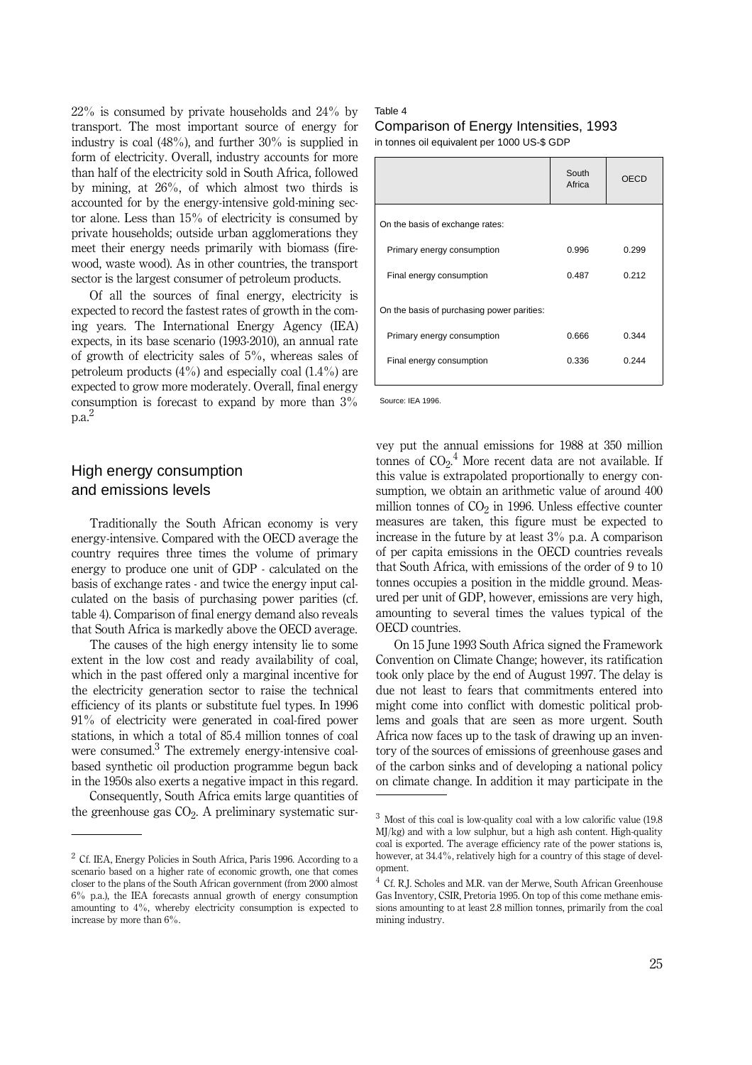22% is consumed by private households and 24% by transport. The most important source of energy for industry is coal (48%), and further 30% is supplied in form of electricity. Overall, industry accounts for more than half of the electricity sold in South Africa, followed by mining, at 26%, of which almost two thirds is accounted for by the energy-intensive gold-mining sector alone. Less than 15% of electricity is consumed by private households; outside urban agglomerations they meet their energy needs primarily with biomass (firewood, waste wood). As in other countries, the transport sector is the largest consumer of petroleum products.

Of all the sources of final energy, electricity is expected to record the fastest rates of growth in the coming years. The International Energy Agency (IEA) expects, in its base scenario (1993-2010), an annual rate of growth of electricity sales of 5%, whereas sales of petroleum products (4%) and especially coal (1.4%) are expected to grow more moderately. Overall, final energy consumption is forecast to expand by more than 3% p.a.[2]

## High energy consumption and emissions levels

Traditionally the South African economy is very energy-intensive. Compared with the OECD average the country requires three times the volume of primary energy to produce one unit of GDP - calculated on the basis of exchange rates - and twice the energy input calculated on the basis of purchasing power parities (cf. table 4). Comparison of final energy demand also reveals that South Africa is markedly above the OECD average.

The causes of the high energy intensity lie to some extent in the low cost and ready availability of coal, which in the past offered only a marginal incentive for the electricity generation sector to raise the technical efficiency of its plants or substitute fuel types. In 1996 91% of electricity were generated in coal-fired power stations, in which a total of 85.4 million tonnes of coal were consumed.[3] The extremely energy-intensive coal-based synthetic oil production programme begun back in the 1950s also exerts a negative impact in this regard.

Consequently, South Africa emits large quantities of the greenhouse gas $CO_2$. A preliminary systematic survey put the annual emissions for 1988 at 350 million tonnes of $CO_2$.[4] More recent data are not available. If this value is extrapolated proportionally to energy consumption, we obtain an arithmetic value of around 400 million tonnes of $CO_2$ in 1996. Unless effective counter measures are taken, this figure must be expected to increase in the future by at least 3% p.a. A comparison of per capita emissions in the OECD countries reveals that South Africa, with emissions of the order of 9 to 10 tonnes occupies a position in the middle ground. Measured per unit of GDP, however, emissions are very high, amounting to several times the values typical of the OECD countries.

On 15 June 1993 South Africa signed the Framework Convention on Climate Change; however, its ratification took only place by the end of August 1997. The delay is due not least to fears that commitments entered into might come into conflict with domestic political problems and goals that are seen as more urgent. South Africa now faces up to the task of drawing up an inventory of the sources of emissions of greenhouse gases and of the carbon sinks and of developing a national policy on climate change. In addition it may participate in the

Table 4
Comparison of Energy Intensities, 1993
in tonnes oil equivalent per 1000 US-$ GDP

| | South Africa | OECD |
|---|---|---|
| On the basis of exchange rates: | | |
| Primary energy consumption | 0.996 | 0.299 |
| Final energy consumption | 0.487 | 0.212 |
| On the basis of purchasing power parities: | | |
| Primary energy consumption | 0.666 | 0.344 |
| Final energy consumption | 0.336 | 0.244 |

Source: IEA 1996.

---

[2] Cf. IEA, Energy Policies in South Africa, Paris 1996. According to a scenario based on a higher rate of economic growth, one that comes closer to the plans of the South African government (from 2000 almost 6% p.a.), the IEA forecasts annual growth of energy consumption amounting to 4%, whereby electricity consumption is expected to increase by more than 6%.

[3] Most of this coal is low-quality coal with a low calorific value (19.8 MJ/kg) and with a low sulphur, but a high ash content. High-quality coal is exported. The average efficiency rate of the power stations is, however, at 34.4%, relatively high for a country of this stage of development.

[4] Cf. R.J. Scholes and M.R. van der Merwe, South African Greenhouse Gas Inventory, CSIR, Pretoria 1995. On top of this come methane emissions amounting to at least 2.8 million tonnes, primarily from the coal mining industry.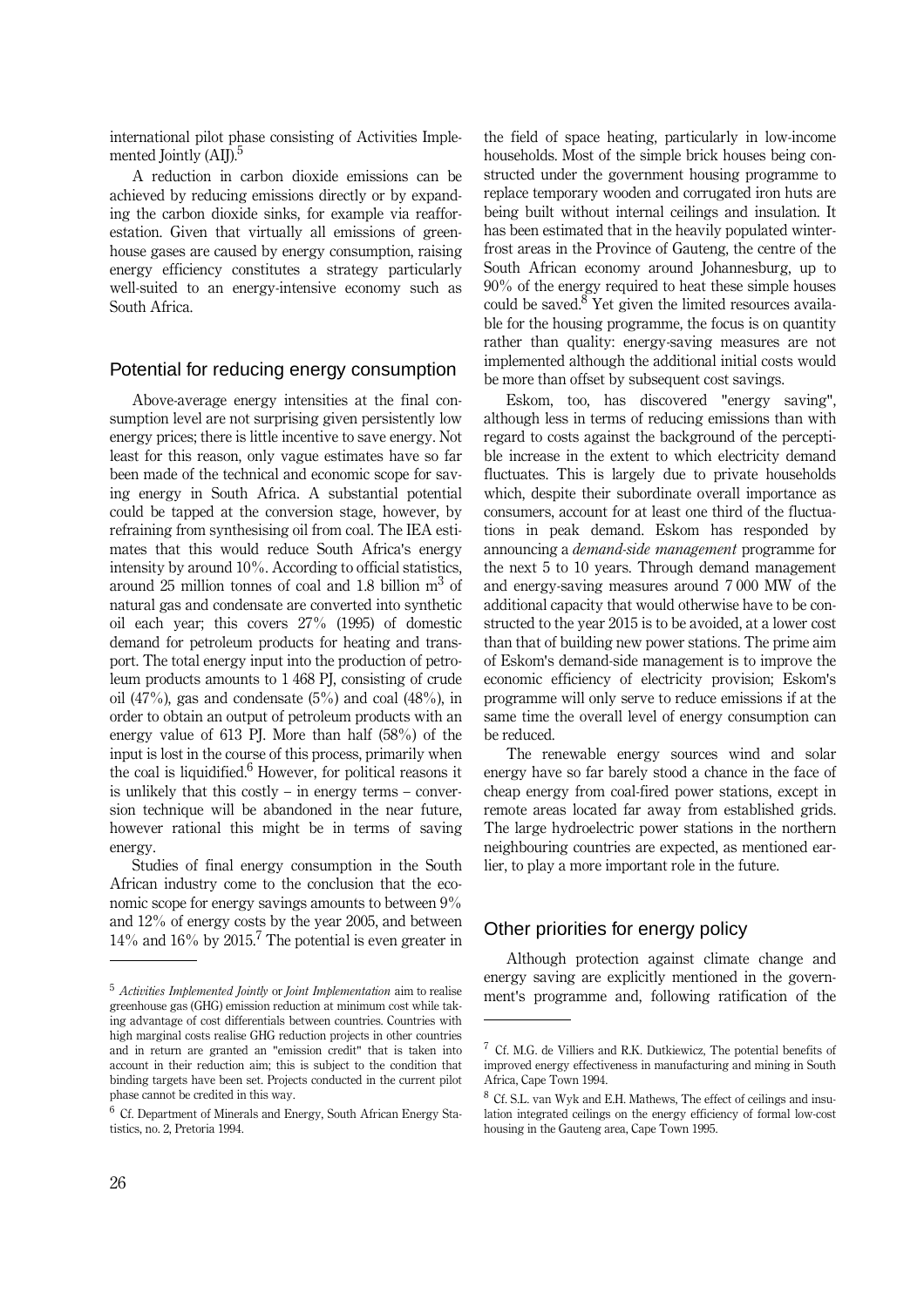international pilot phase consisting of Activities Implemented Jointly (AIJ).[5]

A reduction in carbon dioxide emissions can be achieved by reducing emissions directly or by expanding the carbon dioxide sinks, for example via reafforestation. Given that virtually all emissions of greenhouse gases are caused by energy consumption, raising energy efficiency constitutes a strategy particularly well-suited to an energy-intensive economy such as South Africa.

## Potential for reducing energy consumption

Above-average energy intensities at the final consumption level are not surprising given persistently low energy prices; there is little incentive to save energy. Not least for this reason, only vague estimates have so far been made of the technical and economic scope for saving energy in South Africa. A substantial potential could be tapped at the conversion stage, however, by refraining from synthesising oil from coal. The IEA estimates that this would reduce South Africa's energy intensity by around 10%. According to official statistics, around 25 million tonnes of coal and 1.8 billion $m^3$ of natural gas and condensate are converted into synthetic oil each year; this covers 27% (1995) of domestic demand for petroleum products for heating and transport. The total energy input into the production of petroleum products amounts to 1 468 PJ, consisting of crude oil (47%), gas and condensate (5%) and coal (48%), in order to obtain an output of petroleum products with an energy value of 613 PJ. More than half (58%) of the input is lost in the course of this process, primarily when the coal is liquidified.[6] However, for political reasons it is unlikely that this costly – in energy terms – conversion technique will be abandoned in the near future, however rational this might be in terms of saving energy.

Studies of final energy consumption in the South African industry come to the conclusion that the economic scope for energy savings amounts to between 9% and 12% of energy costs by the year 2005, and between 14% and 16% by 2015.[7] The potential is even greater in the field of space heating, particularly in low-income households. Most of the simple brick houses being constructed under the government housing programme to replace temporary wooden and corrugated iron huts are being built without internal ceilings and insulation. It has been estimated that in the heavily populated winter-frost areas in the Province of Gauteng, the centre of the South African economy around Johannesburg, up to 90% of the energy required to heat these simple houses could be saved.[8] Yet given the limited resources available for the housing programme, the focus is on quantity rather than quality: energy-saving measures are not implemented although the additional initial costs would be more than offset by subsequent cost savings.

Eskom, too, has discovered "energy saving", although less in terms of reducing emissions than with regard to costs against the background of the perceptible increase in the extent to which electricity demand fluctuates. This is largely due to private households which, despite their subordinate overall importance as consumers, account for at least one third of the fluctuations in peak demand. Eskom has responded by announcing a *demand-side management* programme for the next 5 to 10 years. Through demand management and energy-saving measures around 7 000 MW of the additional capacity that would otherwise have to be constructed to the year 2015 is to be avoided, at a lower cost than that of building new power stations. The prime aim of Eskom's demand-side management is to improve the economic efficiency of electricity provision; Eskom's programme will only serve to reduce emissions if at the same time the overall level of energy consumption can be reduced.

The renewable energy sources wind and solar energy have so far barely stood a chance in the face of cheap energy from coal-fired power stations, except in remote areas located far away from established grids. The large hydroelectric power stations in the northern neighbouring countries are expected, as mentioned earlier, to play a more important role in the future.

## Other priorities for energy policy

Although protection against climate change and energy saving are explicitly mentioned in the government's programme and, following ratification of the

---

[5] *Activities Implemented Jointly* or *Joint Implementation* aim to realise greenhouse gas (GHG) emission reduction at minimum cost while taking advantage of cost differentials between countries. Countries with high marginal costs realise GHG reduction projects in other countries and in return are granted an "emission credit" that is taken into account in their reduction aim; this is subject to the condition that binding targets have been set. Projects conducted in the current pilot phase cannot be credited in this way.

[6] Cf. Department of Minerals and Energy, South African Energy Statistics, no. 2, Pretoria 1994.

[7] Cf. M.G. de Villiers and R.K. Dutkiewicz, The potential benefits of improved energy effectiveness in manufacturing and mining in South Africa, Cape Town 1994.

[8] Cf. S.L. van Wyk and E.H. Mathews, The effect of ceilings and insulation integrated ceilings on the energy efficiency of formal low-cost housing in the Gauteng area, Cape Town 1995.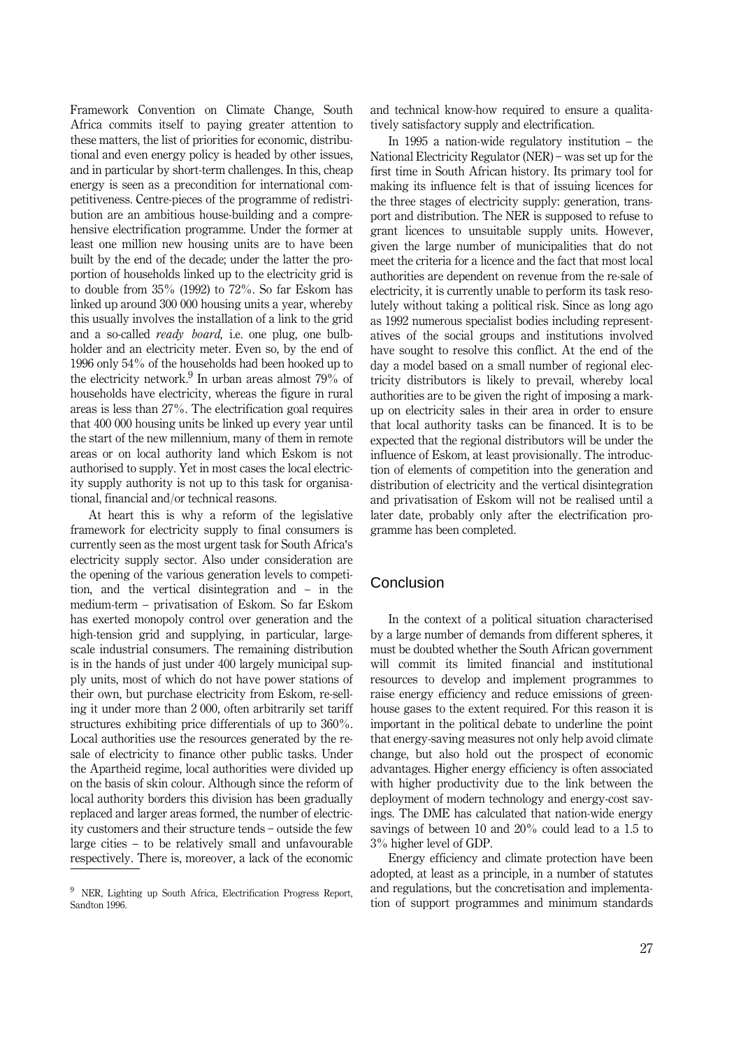Framework Convention on Climate Change, South Africa commits itself to paying greater attention to these matters, the list of priorities for economic, distributional and even energy policy is headed by other issues, and in particular by short-term challenges. In this, cheap energy is seen as a precondition for international competitiveness. Centre-pieces of the programme of redistribution are an ambitious house-building and a comprehensive electrification programme. Under the former at least one million new housing units are to have been built by the end of the decade; under the latter the proportion of households linked up to the electricity grid is to double from 35% (1992) to 72%. So far Eskom has linked up around 300 000 housing units a year, whereby this usually involves the installation of a link to the grid and a so-called *ready board,* i.e. one plug, one bulbholder and an electricity meter. Even so, by the end of 1996 only 54% of the households had been hooked up to the electricity network.[9] In urban areas almost 79% of households have electricity, whereas the figure in rural areas is less than 27%. The electrification goal requires that 400 000 housing units be linked up every year until the start of the new millennium, many of them in remote areas or on local authority land which Eskom is not authorised to supply. Yet in most cases the local electricity supply authority is not up to this task for organisational, financial and/or technical reasons.

At heart this is why a reform of the legislative framework for electricity supply to final consumers is currently seen as the most urgent task for South Africa's electricity supply sector. Also under consideration are the opening of the various generation levels to competition, and the vertical disintegration and – in the medium-term – privatisation of Eskom. So far Eskom has exerted monopoly control over generation and the high-tension grid and supplying, in particular, large-scale industrial consumers. The remaining distribution is in the hands of just under 400 largely municipal supply units, most of which do not have power stations of their own, but purchase electricity from Eskom, re-selling it under more than 2 000, often arbitrarily set tariff structures exhibiting price differentials of up to 360%. Local authorities use the resources generated by the re-sale of electricity to finance other public tasks. Under the Apartheid regime, local authorities were divided up on the basis of skin colour. Although since the reform of local authority borders this division has been gradually replaced and larger areas formed, the number of electricity customers and their structure tends – outside the few large cities – to be relatively small and unfavourable respectively. There is, moreover, a lack of the economic and technical know-how required to ensure a qualitatively satisfactory supply and electrification.

In 1995 a nation-wide regulatory institution – the National Electricity Regulator (NER) – was set up for the first time in South African history. Its primary tool for making its influence felt is that of issuing licences for the three stages of electricity supply: generation, transport and distribution. The NER is supposed to refuse to grant licences to unsuitable supply units. However, given the large number of municipalities that do not meet the criteria for a licence and the fact that most local authorities are dependent on revenue from the re-sale of electricity, it is currently unable to perform its task resolutely without taking a political risk. Since as long ago as 1992 numerous specialist bodies including representatives of the social groups and institutions involved have sought to resolve this conflict. At the end of the day a model based on a small number of regional electricity distributors is likely to prevail, whereby local authorities are to be given the right of imposing a mark-up on electricity sales in their area in order to ensure that local authority tasks can be financed. It is to be expected that the regional distributors will be under the influence of Eskom, at least provisionally. The introduction of elements of competition into the generation and distribution of electricity and the vertical disintegration and privatisation of Eskom will not be realised until a later date, probably only after the electrification programme has been completed.

## Conclusion

In the context of a political situation characterised by a large number of demands from different spheres, it must be doubted whether the South African government will commit its limited financial and institutional resources to develop and implement programmes to raise energy efficiency and reduce emissions of greenhouse gases to the extent required. For this reason it is important in the political debate to underline the point that energy-saving measures not only help avoid climate change, but also hold out the prospect of economic advantages. Higher energy efficiency is often associated with higher productivity due to the link between the deployment of modern technology and energy-cost savings. The DME has calculated that nation-wide energy savings of between 10 and 20% could lead to a 1.5 to 3% higher level of GDP.

Energy efficiency and climate protection have been adopted, at least as a principle, in a number of statutes and regulations, but the concretisation and implementation of support programmes and minimum standards

[9] NER, Lighting up South Africa, Electrification Progress Report, Sandton 1996.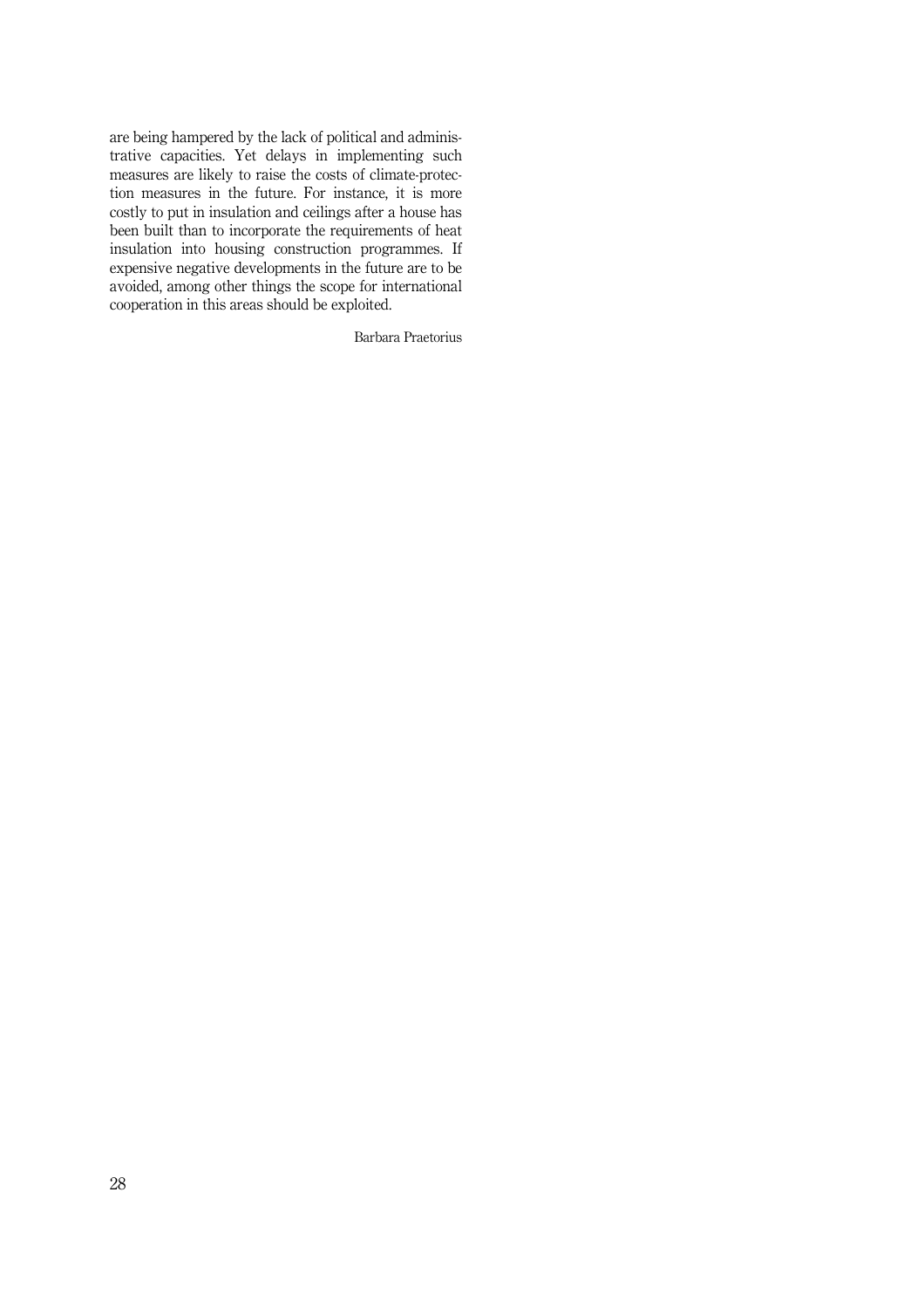are being hampered by the lack of political and administrative capacities. Yet delays in implementing such measures are likely to raise the costs of climate-protection measures in the future. For instance, it is more costly to put in insulation and ceilings after a house has been built than to incorporate the requirements of heat insulation into housing construction programmes. If expensive negative developments in the future are to be avoided, among other things the scope for international cooperation in this areas should be exploited.

Barbara Praetorius